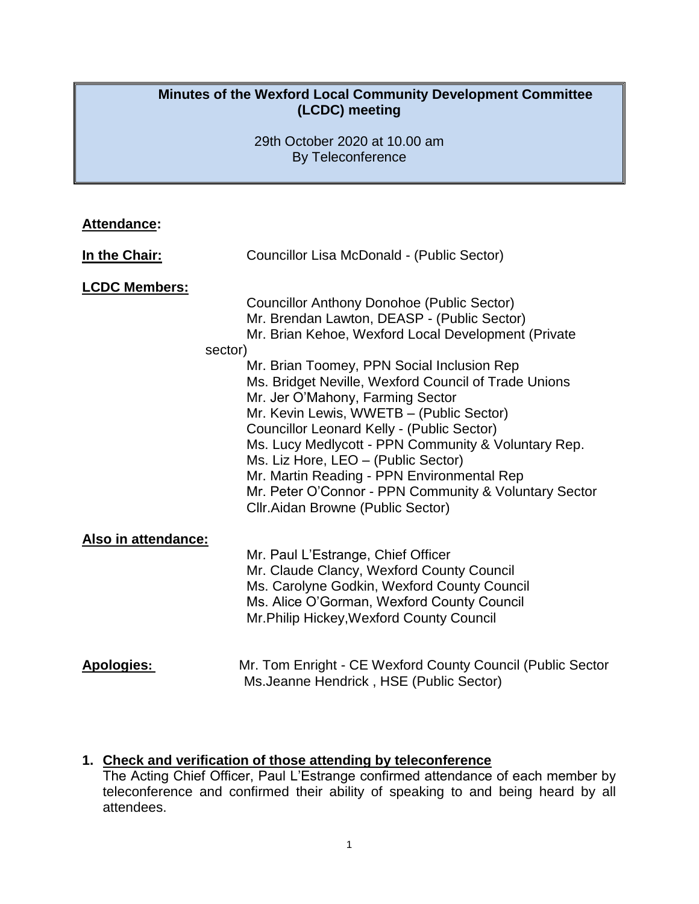# Minutes of the Wexford Local Community Development Committee (LCDC) meeting

29th October 2020 at 10.00 am
By Teleconference

**Attendance:**

**In the Chair:** Councillor Lisa McDonald - (Public Sector)

**LCDC Members:**

Councillor Anthony Donohoe (Public Sector)
Mr. Brendan Lawton, DEASP - (Public Sector)
Mr. Brian Kehoe, Wexford Local Development (Private sector)
Mr. Brian Toomey, PPN Social Inclusion Rep
Ms. Bridget Neville, Wexford Council of Trade Unions
Mr. Jer O'Mahony, Farming Sector
Mr. Kevin Lewis, WWETB – (Public Sector)
Councillor Leonard Kelly - (Public Sector)
Ms. Lucy Medlycott - PPN Community & Voluntary Rep.
Ms. Liz Hore, LEO – (Public Sector)
Mr. Martin Reading - PPN Environmental Rep
Mr. Peter O'Connor - PPN Community & Voluntary Sector
Cllr.Aidan Browne (Public Sector)

**Also in attendance:**

Mr. Paul L'Estrange, Chief Officer
Mr. Claude Clancy, Wexford County Council
Ms. Carolyne Godkin, Wexford County Council
Ms. Alice O'Gorman, Wexford County Council
Mr.Philip Hickey,Wexford County Council

**Apologies:** Mr. Tom Enright - CE Wexford County Council (Public Sector
Ms.Jeanne Hendrick , HSE (Public Sector)

1. **Check and verification of those attending by teleconference**
   The Acting Chief Officer, Paul L'Estrange confirmed attendance of each member by teleconference and confirmed their ability of speaking to and being heard by all attendees.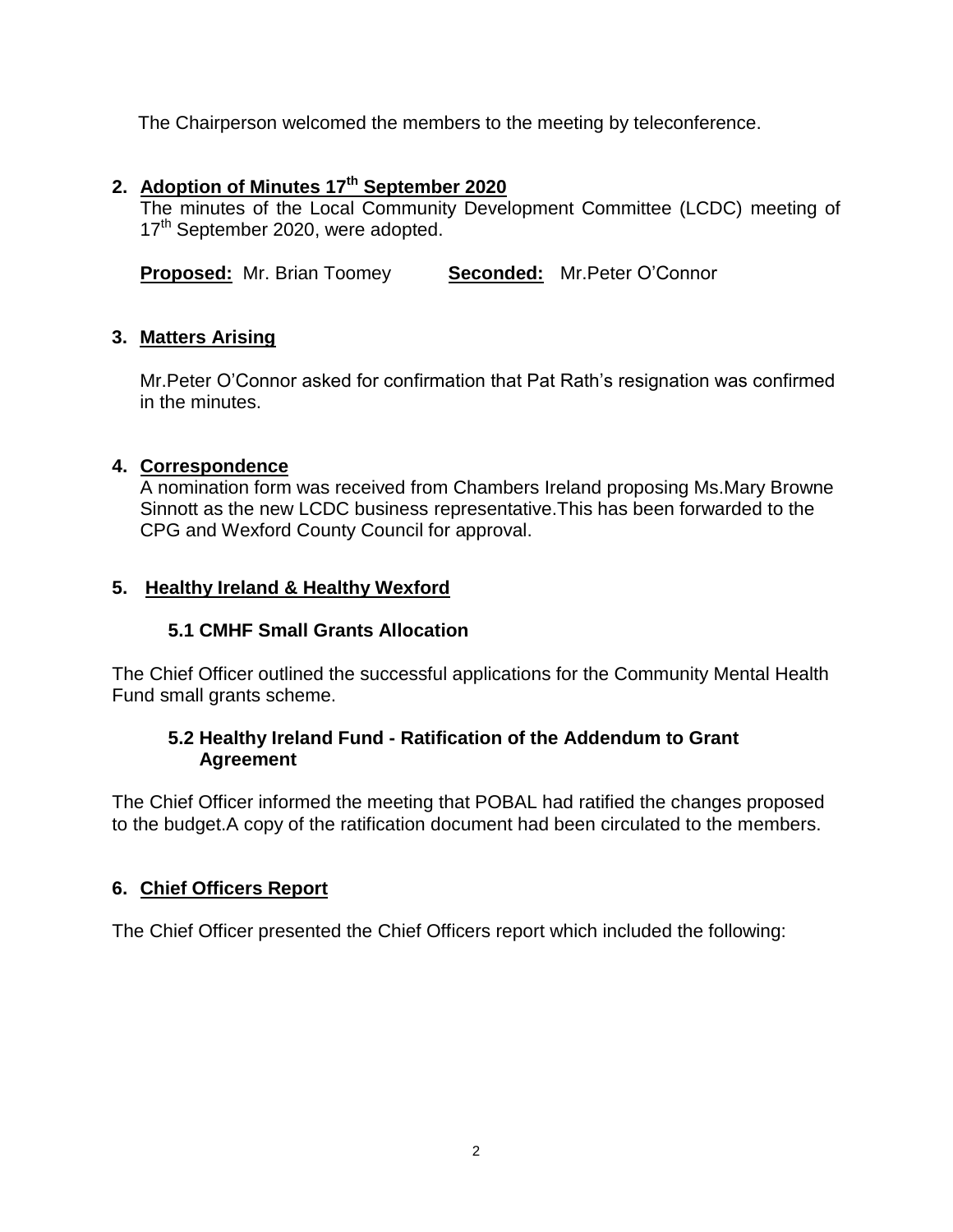The Chairperson welcomed the members to the meeting by teleconference.

## 2. Adoption of Minutes 17th September 2020

The minutes of the Local Community Development Committee (LCDC) meeting of 17th September 2020, were adopted.

**Proposed:** Mr. Brian Toomey **Seconded:** Mr.Peter O'Connor

## 3. Matters Arising

Mr.Peter O'Connor asked for confirmation that Pat Rath's resignation was confirmed in the minutes.

## 4. Correspondence

A nomination form was received from Chambers Ireland proposing Ms.Mary Browne Sinnott as the new LCDC business representative.This has been forwarded to the CPG and Wexford County Council for approval.

## 5. Healthy Ireland & Healthy Wexford

### 5.1 CMHF Small Grants Allocation

The Chief Officer outlined the successful applications for the Community Mental Health Fund small grants scheme.

### 5.2 Healthy Ireland Fund - Ratification of the Addendum to Grant Agreement

The Chief Officer informed the meeting that POBAL had ratified the changes proposed to the budget.A copy of the ratification document had been circulated to the members.

## 6. Chief Officers Report

The Chief Officer presented the Chief Officers report which included the following: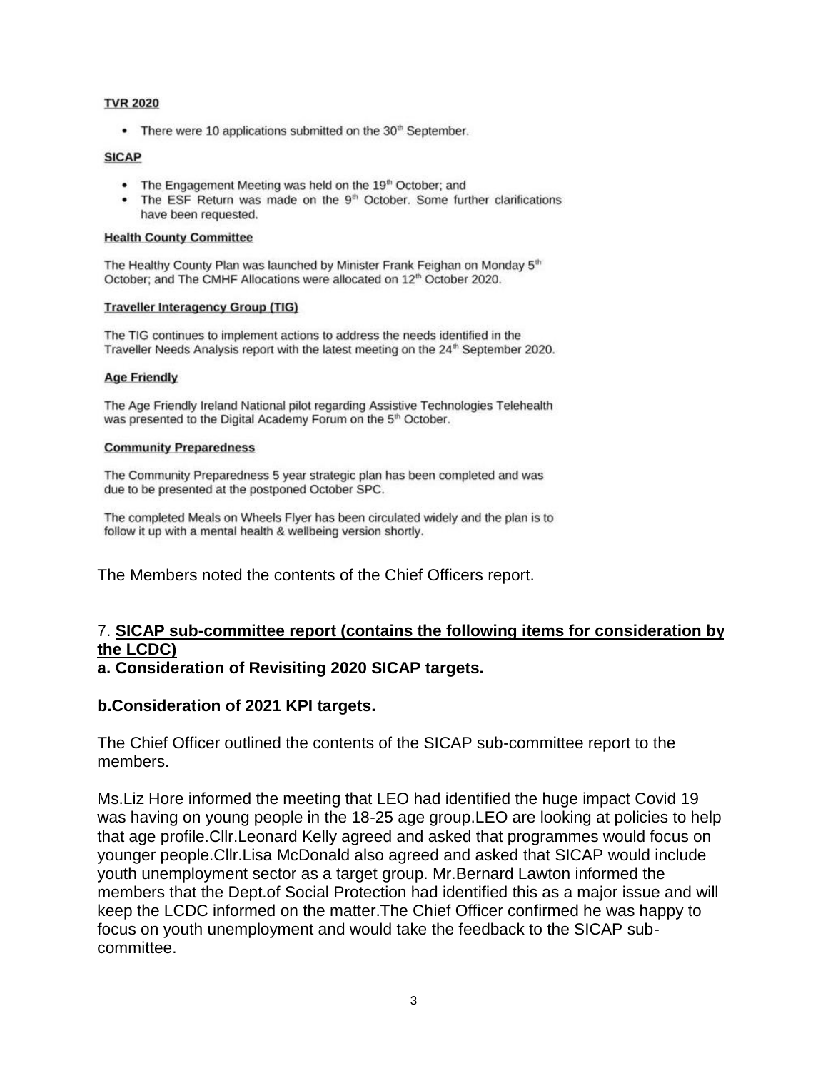**TVR 2020**

- There were 10 applications submitted on the 30th September.

**SICAP**

- The Engagement Meeting was held on the 19th October; and
- The ESF Return was made on the 9th October. Some further clarifications have been requested.

**Health County Committee**

The Healthy County Plan was launched by Minister Frank Feighan on Monday 5th October; and The CMHF Allocations were allocated on 12th October 2020.

**Traveller Interagency Group (TIG)**

The TIG continues to implement actions to address the needs identified in the Traveller Needs Analysis report with the latest meeting on the 24th September 2020.

**Age Friendly**

The Age Friendly Ireland National pilot regarding Assistive Technologies Telehealth was presented to the Digital Academy Forum on the 5th October.

**Community Preparedness**

The Community Preparedness 5 year strategic plan has been completed and was due to be presented at the postponed October SPC.

The completed Meals on Wheels Flyer has been circulated widely and the plan is to follow it up with a mental health & wellbeing version shortly.

The Members noted the contents of the Chief Officers report.

7. **SICAP sub-committee report (contains the following items for consideration by the LCDC)**

**a. Consideration of Revisiting 2020 SICAP targets.**

**b.Consideration of 2021 KPI targets.**

The Chief Officer outlined the contents of the SICAP sub-committee report to the members.

Ms.Liz Hore informed the meeting that LEO had identified the huge impact Covid 19 was having on young people in the 18-25 age group.LEO are looking at policies to help that age profile.Cllr.Leonard Kelly agreed and asked that programmes would focus on younger people.Cllr.Lisa McDonald also agreed and asked that SICAP would include youth unemployment sector as a target group. Mr.Bernard Lawton informed the members that the Dept.of Social Protection had identified this as a major issue and will keep the LCDC informed on the matter.The Chief Officer confirmed he was happy to focus on youth unemployment and would take the feedback to the SICAP sub-committee.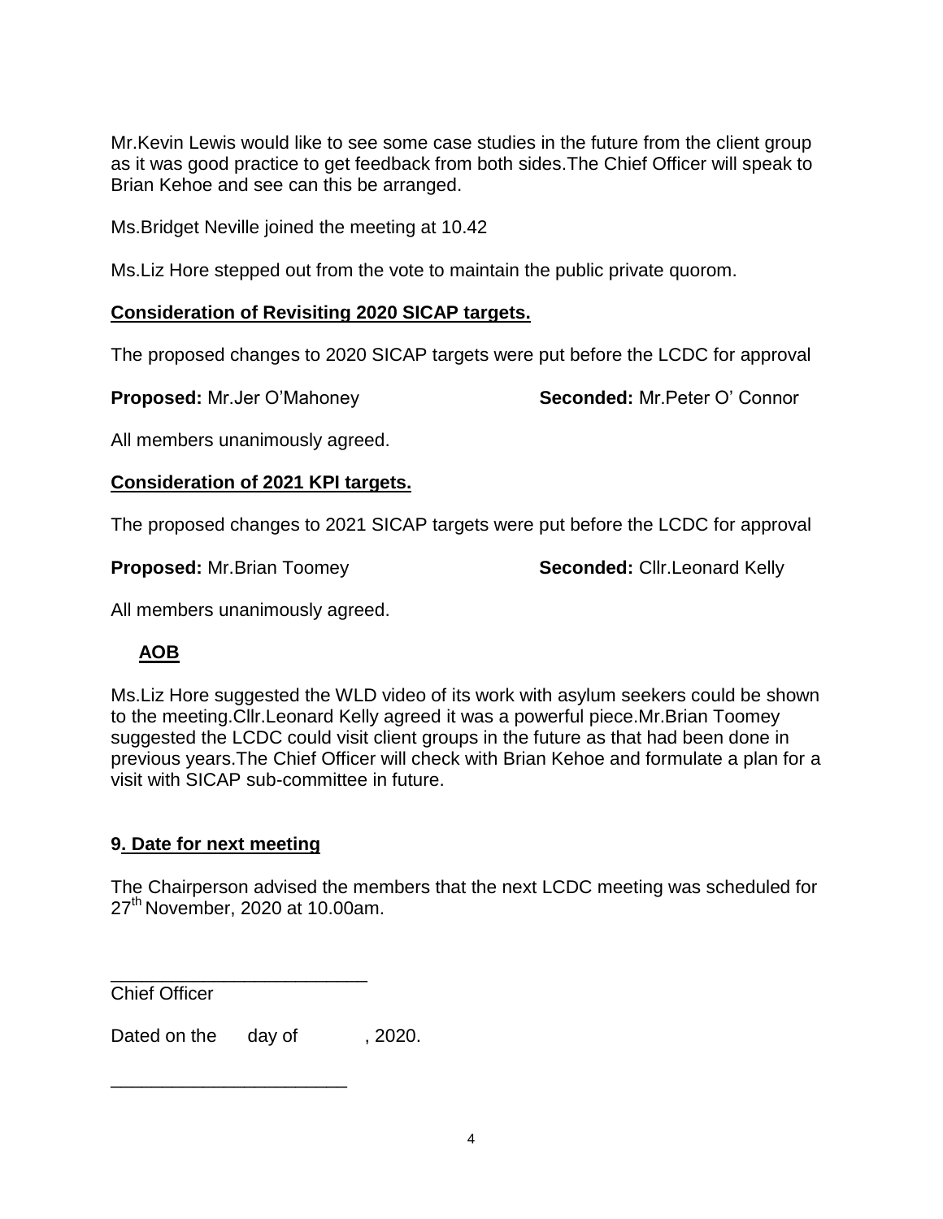Mr.Kevin Lewis would like to see some case studies in the future from the client group as it was good practice to get feedback from both sides.The Chief Officer will speak to Brian Kehoe and see can this be arranged.

Ms.Bridget Neville joined the meeting at 10.42

Ms.Liz Hore stepped out from the vote to maintain the public private quorom.

**Consideration of Revisiting 2020 SICAP targets.**

The proposed changes to 2020 SICAP targets were put before the LCDC for approval

**Proposed:** Mr.Jer O'Mahoney **Seconded:** Mr.Peter O' Connor

All members unanimously agreed.

**Consideration of 2021 KPI targets.**

The proposed changes to 2021 SICAP targets were put before the LCDC for approval

**Proposed:** Mr.Brian Toomey **Seconded:** Cllr.Leonard Kelly

All members unanimously agreed.

**AOB**

Ms.Liz Hore suggested the WLD video of its work with asylum seekers could be shown to the meeting.Cllr.Leonard Kelly agreed it was a powerful piece.Mr.Brian Toomey suggested the LCDC could visit client groups in the future as that had been done in previous years.The Chief Officer will check with Brian Kehoe and formulate a plan for a visit with SICAP sub-committee in future.

## 9. Date for next meeting

The Chairperson advised the members that the next LCDC meeting was scheduled for 27th November, 2020 at 10.00am.

\_\_\_\_\_\_\_\_\_\_\_\_\_\_\_\_\_\_\_\_\_\_\_\_\_\_
Chief Officer

Dated on the day of , 2020.

\_\_\_\_\_\_\_\_\_\_\_\_\_\_\_\_\_\_\_\_\_\_\_\_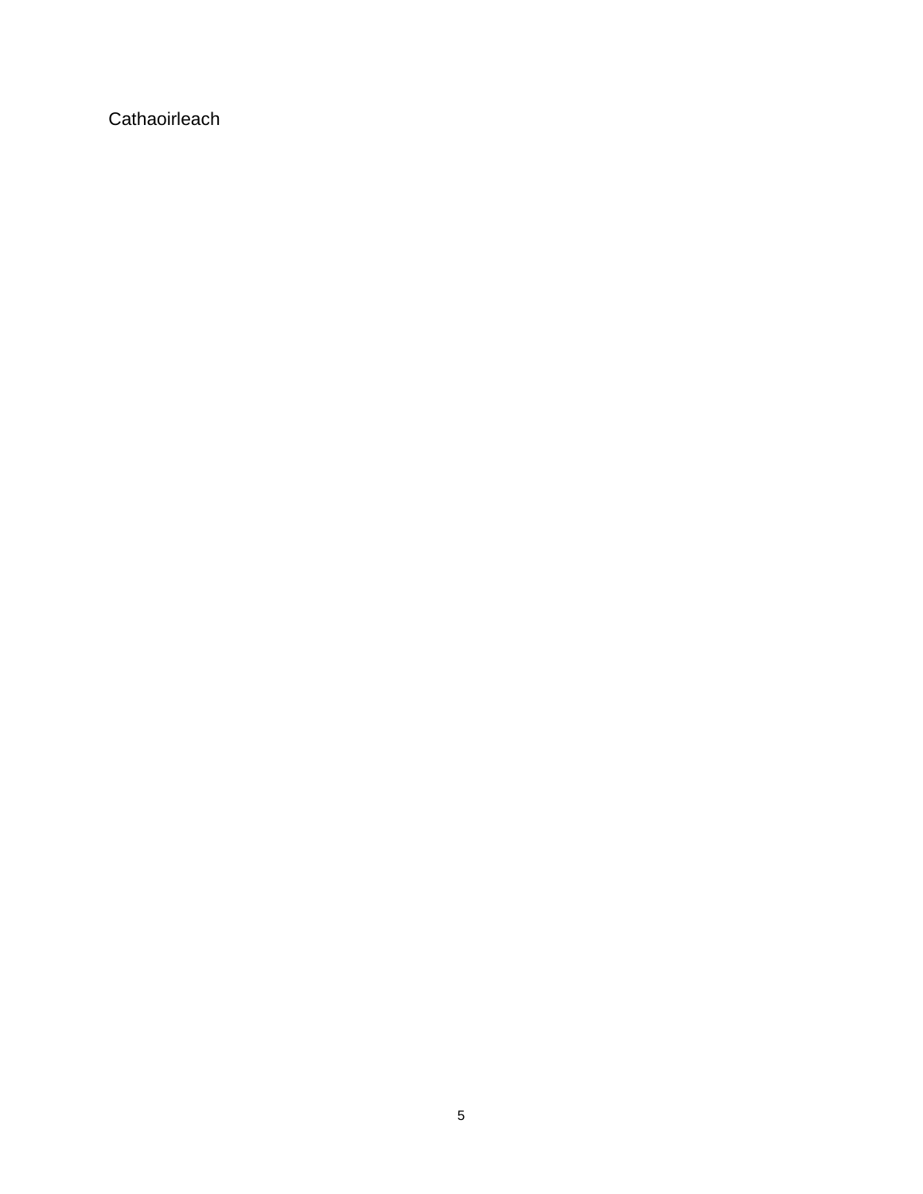Cathaoirleach